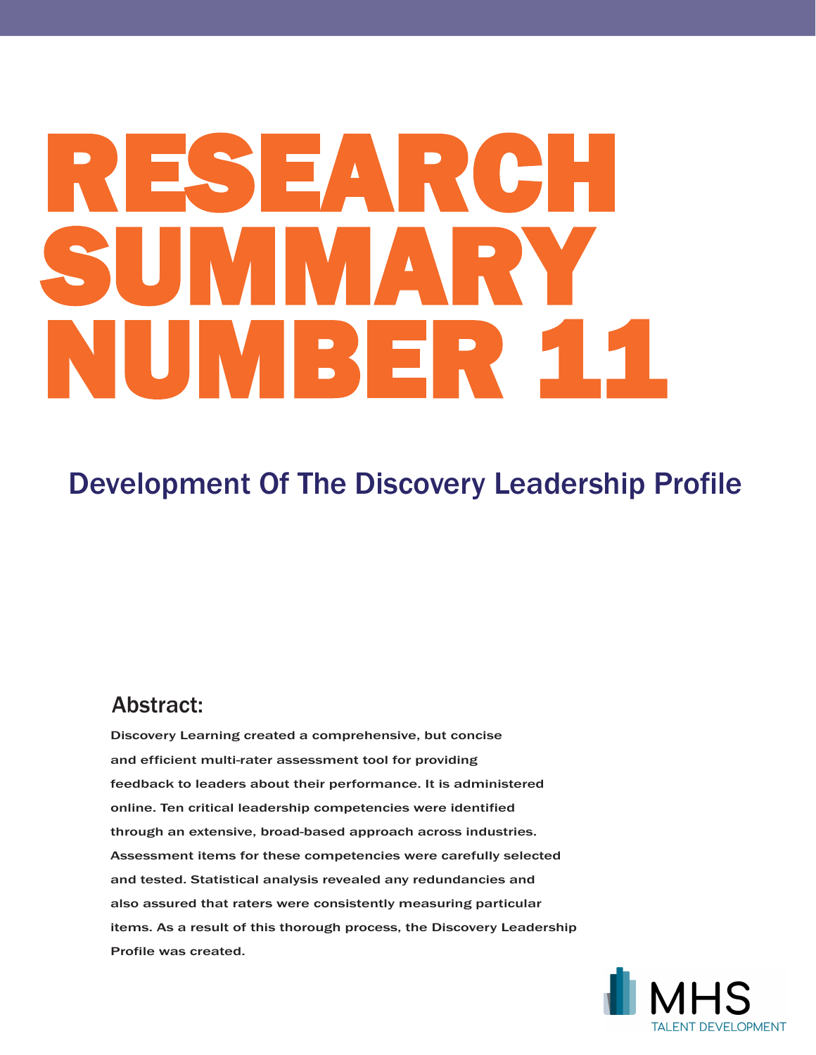# RESEARCH SUMMARY NUMBER 11

## Development Of The Discovery Leadership Profile

### Abstract:

**Discovery Learning created a comprehensive, but concise and efficient multi-rater assessment tool for providing feedback to leaders about their performance. It is administered online. Ten critical leadership competencies were identified through an extensive, broad-based approach across industries. Assessment items for these competencies were carefully selected and tested. Statistical analysis revealed any redundancies and also assured that raters were consistently measuring particular items. As a result of this thorough process, the Discovery Leadership Profile was created.**

MHS TALENT DEVELOPMENT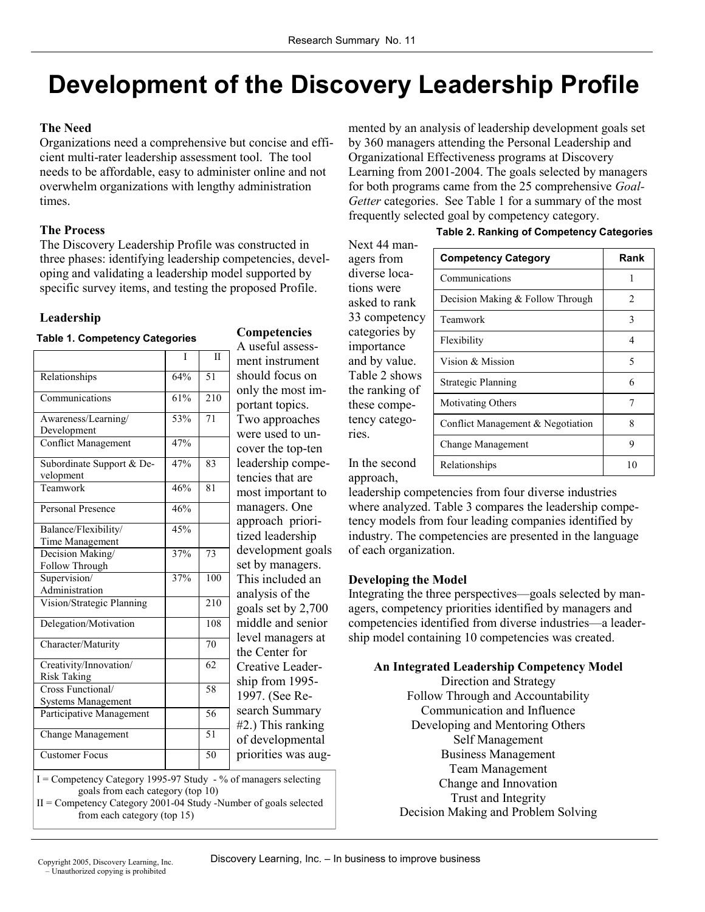# Development of the Discovery Leadership Profile

### The Need

Organizations need a comprehensive but concise and efficient multi-rater leadership assessment tool. The tool needs to be affordable, easy to administer online and not overwhelm organizations with lengthy administration times.

### The Process

The Discovery Leadership Profile was constructed in three phases: identifying leadership competencies, developing and validating a leadership model supported by specific survey items, and testing the proposed Profile.

### Leadership Competencies

A useful assessment instrument should focus on only the most important topics. Two approaches were used to uncover the top-ten leadership competencies that are most important to managers. One approach prioritized leadership development goals set by managers. This included an analysis of the goals set by 2,700 middle and senior level managers at the Center for Creative Leadership from 1995-1997. (See Research Summary #2.) This ranking of developmental priorities was augmented by an analysis of leadership development goals set by 360 managers attending the Personal Leadership and Organizational Effectiveness programs at Discovery Learning from 2001-2004. The goals selected by managers for both programs came from the 25 comprehensive *Goal-Getter* categories. See Table 1 for a summary of the most frequently selected goal by competency category.

**Table 1. Competency Categories**

| | I | II |
|---|---|---|
| Relationships | 64% | 51 |
| Communications | 61% | 210 |
| Awareness/Learning/ Development | 53% | 71 |
| Conflict Management | 47% | |
| Subordinate Support & Development | 47% | 83 |
| Teamwork | 46% | 81 |
| Personal Presence | 46% | |
| Balance/Flexibility/ Time Management | 45% | |
| Decision Making/ Follow Through | 37% | 73 |
| Supervision/ Administration | 37% | 100 |
| Vision/Strategic Planning | | 210 |
| Delegation/Motivation | | 108 |
| Character/Maturity | | 70 |
| Creativity/Innovation/ Risk Taking | | 62 |
| Cross Functional/ Systems Management | | 58 |
| Participative Management | | 56 |
| Change Management | | 51 |
| Customer Focus | | 50 |

I = Competency Category 1995-97 Study - % of managers selecting goals from each category (top 10)
II = Competency Category 2001-04 Study -Number of goals selected from each category (top 15)

Next 44 managers from diverse locations were asked to rank 33 competency categories by importance and by value. Table 2 shows the ranking of these competency categories.

**Table 2. Ranking of Competency Categories**

| Competency Category | Rank |
|---|---|
| Communications | 1 |
| Decision Making & Follow Through | 2 |
| Teamwork | 3 |
| Flexibility | 4 |
| Vision & Mission | 5 |
| Strategic Planning | 6 |
| Motivating Others | 7 |
| Conflict Management & Negotiation | 8 |
| Change Management | 9 |
| Relationships | 10 |

In the second approach, leadership competencies from four diverse industries where analyzed. Table 3 compares the leadership competency models from four leading companies identified by industry. The competencies are presented in the language of each organization.

### Developing the Model

Integrating the three perspectives—goals selected by managers, competency priorities identified by managers and competencies identified from diverse industries—a leadership model containing 10 competencies was created.

**An Integrated Leadership Competency Model**

Direction and Strategy
Follow Through and Accountability
Communication and Influence
Developing and Mentoring Others
Self Management
Business Management
Team Management
Change and Innovation
Trust and Integrity
Decision Making and Problem Solving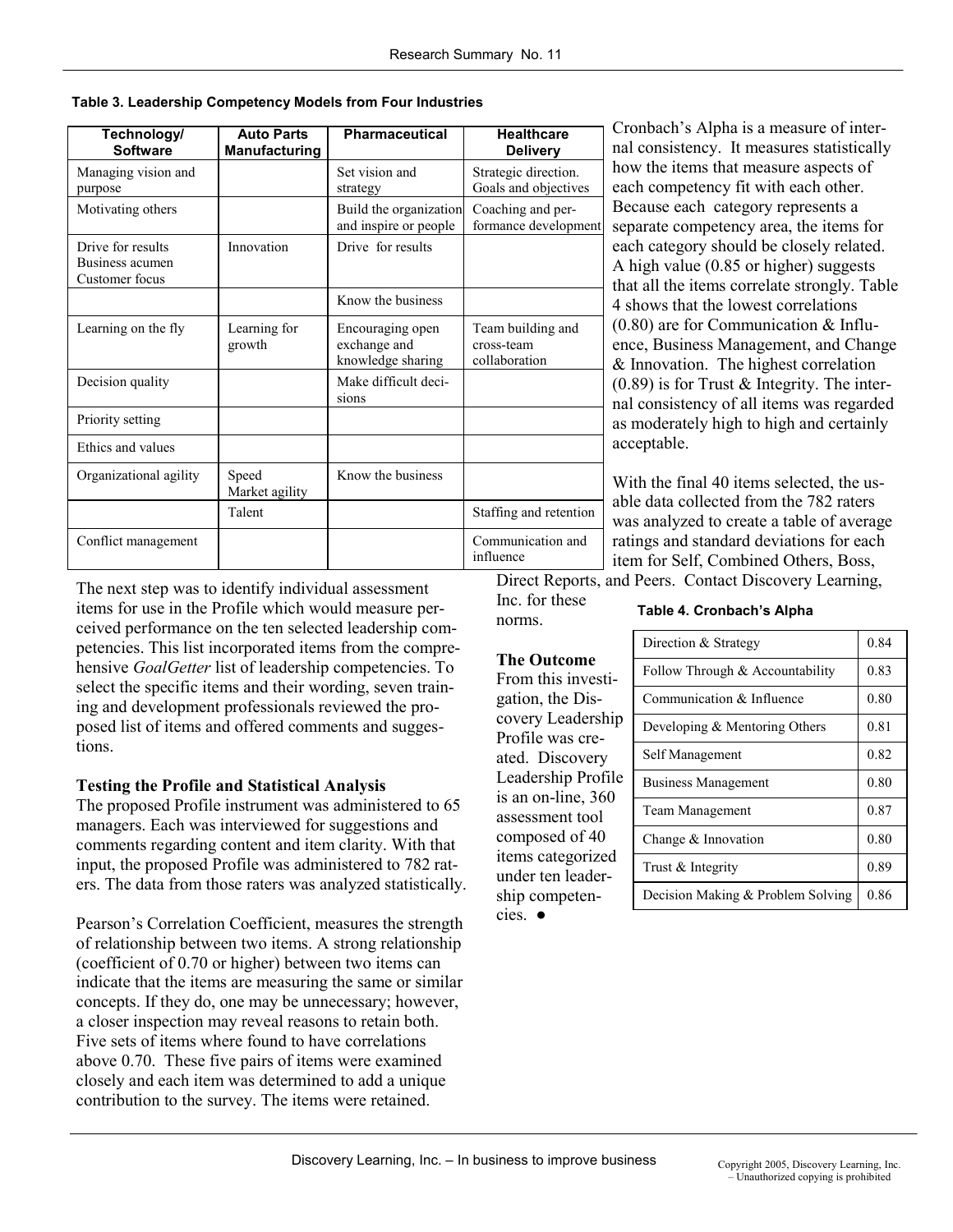**Table 3. Leadership Competency Models from Four Industries**

| Technology/ Software | Auto Parts Manufacturing | Pharmaceutical | Healthcare Delivery |
|---|---|---|---|
| Managing vision and purpose | | Set vision and strategy | Strategic direction. Goals and objectives |
| Motivating others | | Build the organization and inspire or people | Coaching and performance development |
| Drive for results Business acumen Customer focus | Innovation | Drive for results | |
| | | Know the business | |
| Learning on the fly | Learning for growth | Encouraging open exchange and knowledge sharing | Team building and cross-team collaboration |
| Decision quality | | Make difficult decisions | |
| Priority setting | | | |
| Ethics and values | | | |
| Organizational agility | Speed Market agility | Know the business | |
| | Talent | | Staffing and retention |
| Conflict management | | | Communication and influence |

The next step was to identify individual assessment items for use in the Profile which would measure perceived performance on the ten selected leadership competencies. This list incorporated items from the comprehensive *GoalGetter* list of leadership competencies. To select the specific items and their wording, seven training and development professionals reviewed the proposed list of items and offered comments and suggestions.

**Testing the Profile and Statistical Analysis**

The proposed Profile instrument was administered to 65 managers. Each was interviewed for suggestions and comments regarding content and item clarity. With that input, the proposed Profile was administered to 782 raters. The data from those raters was analyzed statistically.

Pearson's Correlation Coefficient, measures the strength of relationship between two items. A strong relationship (coefficient of 0.70 or higher) between two items can indicate that the items are measuring the same or similar concepts. If they do, one may be unnecessary; however, a closer inspection may reveal reasons to retain both. Five sets of items where found to have correlations above 0.70. These five pairs of items were examined closely and each item was determined to add a unique contribution to the survey. The items were retained.

Cronbach's Alpha is a measure of internal consistency. It measures statistically how the items that measure aspects of each competency fit with each other. Because each category represents a separate competency area, the items for each category should be closely related. A high value (0.85 or higher) suggests that all the items correlate strongly. Table 4 shows that the lowest correlations (0.80) are for Communication & Influence, Business Management, and Change & Innovation. The highest correlation (0.89) is for Trust & Integrity. The internal consistency of all items was regarded as moderately high to high and certainly acceptable.

With the final 40 items selected, the usable data collected from the 782 raters was analyzed to create a table of average ratings and standard deviations for each item for Self, Combined Others, Boss, Direct Reports, and Peers. Contact Discovery Learning, Inc. for these norms.

**Table 4. Cronbach's Alpha**

| Competency | Alpha |
|---|---|
| Direction & Strategy | 0.84 |
| Follow Through & Accountability | 0.83 |
| Communication & Influence | 0.80 |
| Developing & Mentoring Others | 0.81 |
| Self Management | 0.82 |
| Business Management | 0.80 |
| Team Management | 0.87 |
| Change & Innovation | 0.80 |
| Trust & Integrity | 0.89 |
| Decision Making & Problem Solving | 0.86 |

**The Outcome**

From this investigation, the Discovery Leadership Profile was created. Discovery Leadership Profile is an on-line, 360 assessment tool composed of 40 items categorized under ten leadership competencies. ●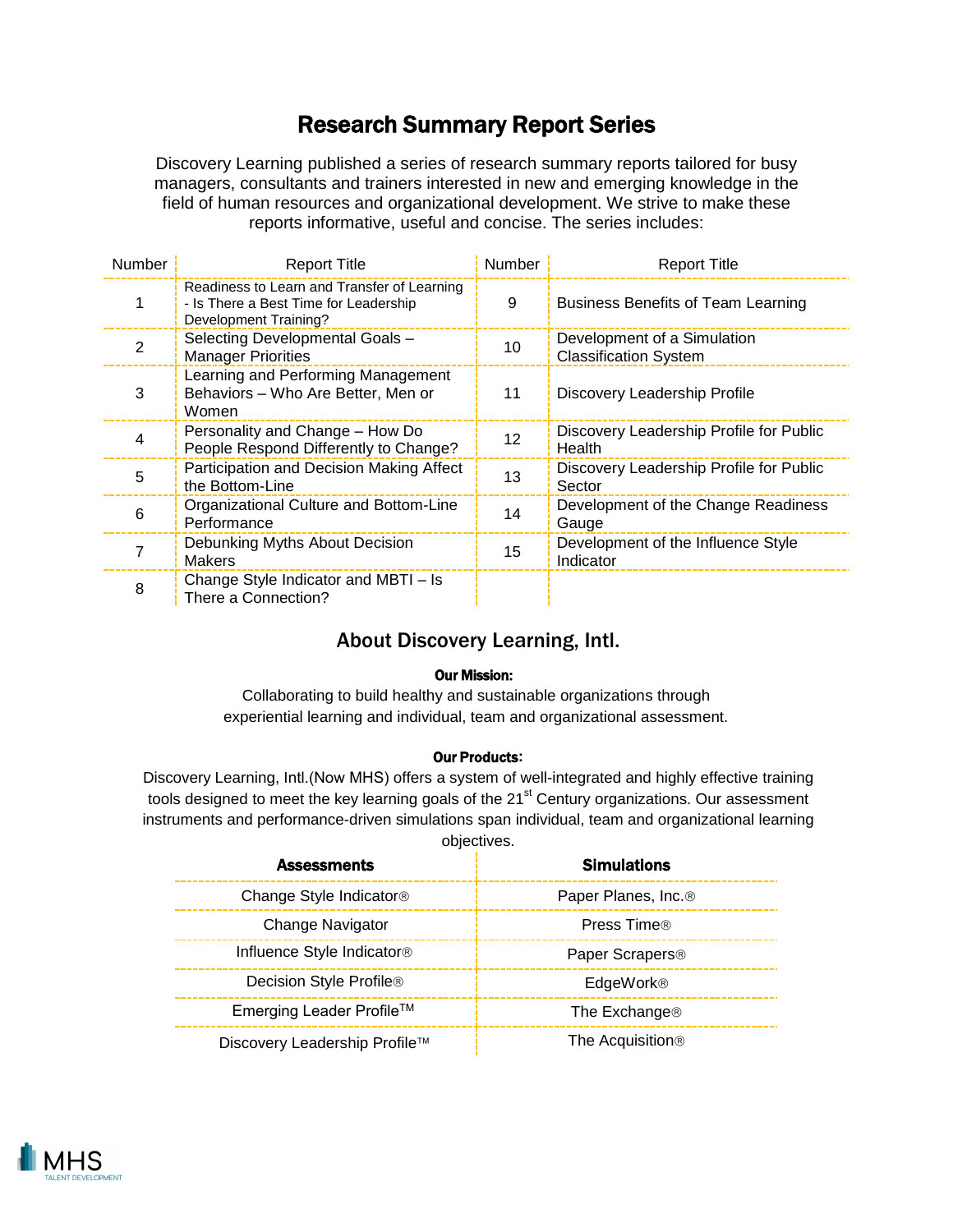# Research Summary Report Series

Discovery Learning published a series of research summary reports tailored for busy managers, consultants and trainers interested in new and emerging knowledge in the field of human resources and organizational development. We strive to make these reports informative, useful and concise. The series includes:

| Number | Report Title | Number | Report Title |
|---|---|---|---|
| 1 | Readiness to Learn and Transfer of Learning - Is There a Best Time for Leadership Development Training? | 9 | Business Benefits of Team Learning |
| 2 | Selecting Developmental Goals – Manager Priorities | 10 | Development of a Simulation Classification System |
| 3 | Learning and Performing Management Behaviors – Who Are Better, Men or Women | 11 | Discovery Leadership Profile |
| 4 | Personality and Change – How Do People Respond Differently to Change? | 12 | Discovery Leadership Profile for Public Health |
| 5 | Participation and Decision Making Affect the Bottom-Line | 13 | Discovery Leadership Profile for Public Sector |
| 6 | Organizational Culture and Bottom-Line Performance | 14 | Development of the Change Readiness Gauge |
| 7 | Debunking Myths About Decision Makers | 15 | Development of the Influence Style Indicator |
| 8 | Change Style Indicator and MBTI – Is There a Connection? | | |

## About Discovery Learning, Intl.

**Our Mission:**

Collaborating to build healthy and sustainable organizations through experiential learning and individual, team and organizational assessment.

**Our Products:**

Discovery Learning, Intl.(Now MHS) offers a system of well-integrated and highly effective training tools designed to meet the key learning goals of the 21st Century organizations. Our assessment instruments and performance-driven simulations span individual, team and organizational learning objectives.

| Assessments | Simulations |
|---|---|
| Change Style Indicator® | Paper Planes, Inc.® |
| Change Navigator | Press Time® |
| Influence Style Indicator® | Paper Scrapers® |
| Decision Style Profile® | EdgeWork® |
| Emerging Leader Profile™ | The Exchange® |
| Discovery Leadership Profile™ | The Acquisition® |